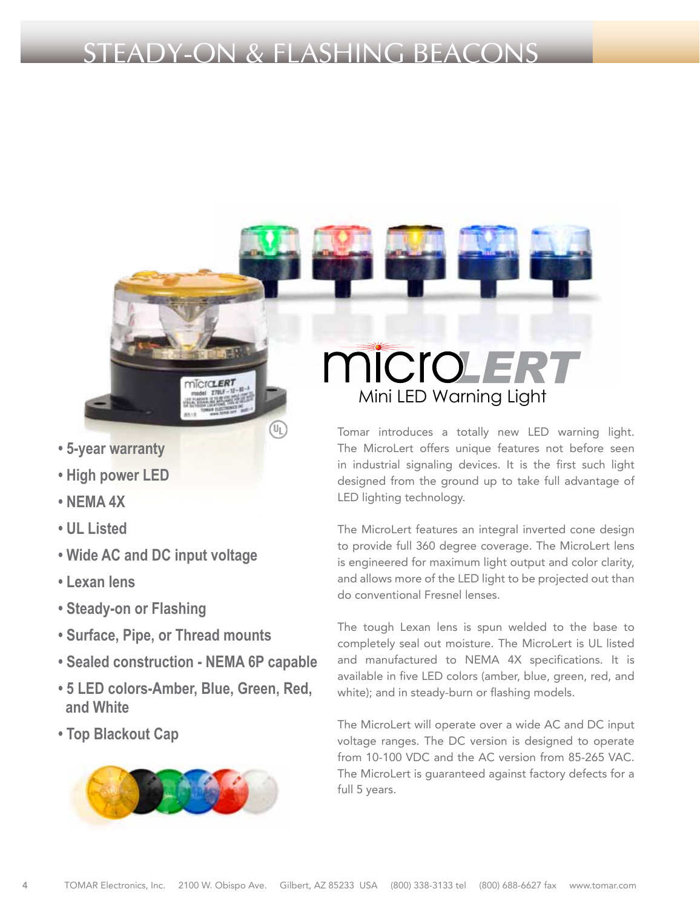# STEADY-ON & FLASHING BEACONS

## microLERT

### Mini LED Warning Light

- 5-year warranty
- High power LED
- NEMA 4X
- UL Listed
- Wide AC and DC input voltage
- Lexan lens
- Steady-on or Flashing
- Surface, Pipe, or Thread mounts
- Sealed construction - NEMA 6P capable
- 5 LED colors-Amber, Blue, Green, Red, and White
- Top Blackout Cap

Tomar introduces a totally new LED warning light. The MicroLert offers unique features not before seen in industrial signaling devices. It is the first such light designed from the ground up to take full advantage of LED lighting technology.

The MicroLert features an integral inverted cone design to provide full 360 degree coverage. The MicroLert lens is engineered for maximum light output and color clarity, and allows more of the LED light to be projected out than do conventional Fresnel lenses.

The tough Lexan lens is spun welded to the base to completely seal out moisture. The MicroLert is UL listed and manufactured to NEMA 4X specifications. It is available in five LED colors (amber, blue, green, red, and white); and in steady-burn or flashing models.

The MicroLert will operate over a wide AC and DC input voltage ranges. The DC version is designed to operate from 10-100 VDC and the AC version from 85-265 VAC. The MicroLert is guaranteed against factory defects for a full 5 years.

TOMAR Electronics, Inc. 2100 W. Obispo Ave. Gilbert, AZ 85233 USA (800) 338-3133 tel (800) 688-6627 fax www.tomar.com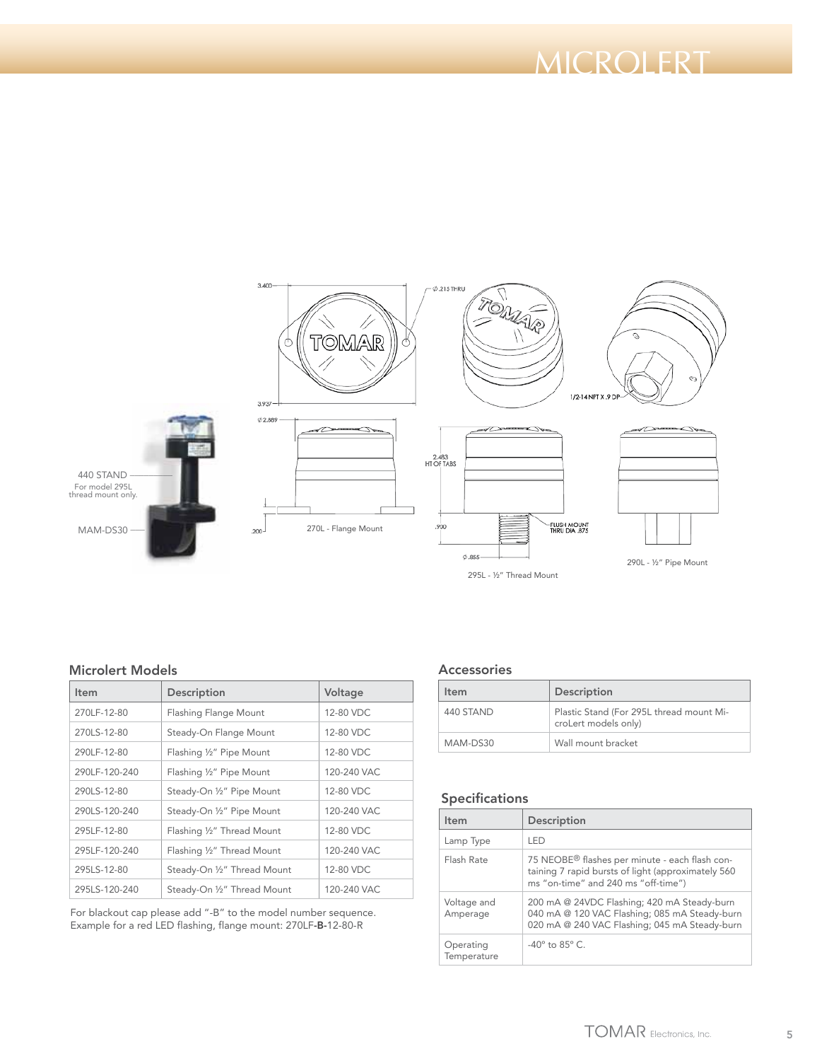# MICROLERT

440 STAND
For model 295L thread mount only.

MAM-DS30

3.400

∅.215 THRU

3.937

∅2.889

.200

270L - Flange Mount

2.483 HT OF TABS

.900

1/2-14 NPT X .9 DP

FLUSH MOUNT THRU DIA .875

∅.855

295L - ½" Thread Mount

290L - ½" Pipe Mount

## Microlert Models

| Item | Description | Voltage |
|---|---|---|
| 270LF-12-80 | Flashing Flange Mount | 12-80 VDC |
| 270LS-12-80 | Steady-On Flange Mount | 12-80 VDC |
| 290LF-12-80 | Flashing ½" Pipe Mount | 12-80 VDC |
| 290LF-120-240 | Flashing ½" Pipe Mount | 120-240 VAC |
| 290LS-12-80 | Steady-On ½" Pipe Mount | 12-80 VDC |
| 290LS-120-240 | Steady-On ½" Pipe Mount | 120-240 VAC |
| 295LF-12-80 | Flashing ½" Thread Mount | 12-80 VDC |
| 295LF-120-240 | Flashing ½" Thread Mount | 120-240 VAC |
| 295LS-12-80 | Steady-On ½" Thread Mount | 12-80 VDC |
| 295LS-120-240 | Steady-On ½" Thread Mount | 120-240 VAC |

For blackout cap please add "-B" to the model number sequence.
Example for a red LED flashing, flange mount: 270LF-**B**-12-80-R

## Accessories

| Item | Description |
|---|---|
| 440 STAND | Plastic Stand (For 295L thread mount MicroLert models only) |
| MAM-DS30 | Wall mount bracket |

## Specifications

| Item | Description |
|---|---|
| Lamp Type | LED |
| Flash Rate | 75 NEOBE® flashes per minute - each flash containing 7 rapid bursts of light (approximately 560 ms "on-time" and 240 ms "off-time") |
| Voltage and Amperage | 200 mA @ 24VDC Flashing; 420 mA Steady-burn<br>040 mA @ 120 VAC Flashing; 085 mA Steady-burn<br>020 mA @ 240 VAC Flashing; 045 mA Steady-burn |
| Operating Temperature | -40° to 85° C. |